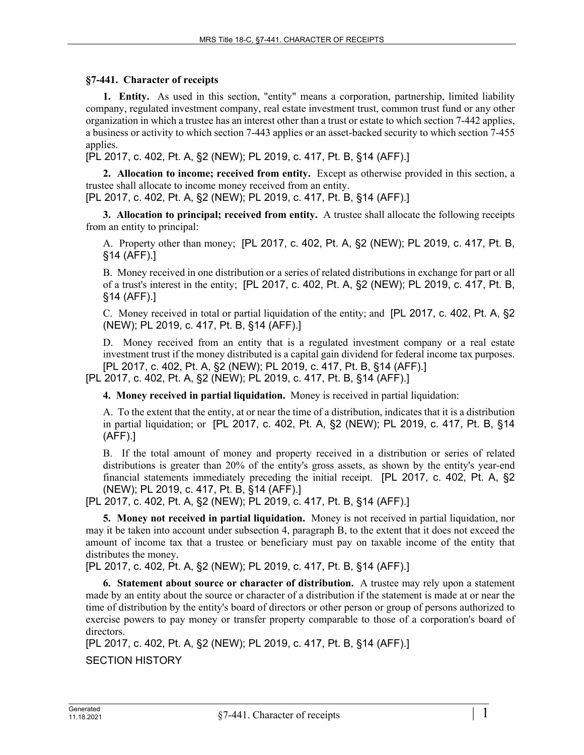## §7-441. Character of receipts

**1. Entity.** As used in this section, "entity" means a corporation, partnership, limited liability company, regulated investment company, real estate investment trust, common trust fund or any other organization in which a trustee has an interest other than a trust or estate to which section 7-442 applies, a business or activity to which section 7-443 applies or an asset-backed security to which section 7-455 applies.

[PL 2017, c. 402, Pt. A, §2 (NEW); PL 2019, c. 417, Pt. B, §14 (AFF).]

**2. Allocation to income; received from entity.** Except as otherwise provided in this section, a trustee shall allocate to income money received from an entity.

[PL 2017, c. 402, Pt. A, §2 (NEW); PL 2019, c. 417, Pt. B, §14 (AFF).]

**3. Allocation to principal; received from entity.** A trustee shall allocate the following receipts from an entity to principal:

A. Property other than money; [PL 2017, c. 402, Pt. A, §2 (NEW); PL 2019, c. 417, Pt. B, §14 (AFF).]

B. Money received in one distribution or a series of related distributions in exchange for part or all of a trust's interest in the entity; [PL 2017, c. 402, Pt. A, §2 (NEW); PL 2019, c. 417, Pt. B, §14 (AFF).]

C. Money received in total or partial liquidation of the entity; and [PL 2017, c. 402, Pt. A, §2 (NEW); PL 2019, c. 417, Pt. B, §14 (AFF).]

D. Money received from an entity that is a regulated investment company or a real estate investment trust if the money distributed is a capital gain dividend for federal income tax purposes. [PL 2017, c. 402, Pt. A, §2 (NEW); PL 2019, c. 417, Pt. B, §14 (AFF).]

[PL 2017, c. 402, Pt. A, §2 (NEW); PL 2019, c. 417, Pt. B, §14 (AFF).]

**4. Money received in partial liquidation.** Money is received in partial liquidation:

A. To the extent that the entity, at or near the time of a distribution, indicates that it is a distribution in partial liquidation; or [PL 2017, c. 402, Pt. A, §2 (NEW); PL 2019, c. 417, Pt. B, §14 (AFF).]

B. If the total amount of money and property received in a distribution or series of related distributions is greater than 20% of the entity's gross assets, as shown by the entity's year-end financial statements immediately preceding the initial receipt. [PL 2017, c. 402, Pt. A, §2 (NEW); PL 2019, c. 417, Pt. B, §14 (AFF).]

[PL 2017, c. 402, Pt. A, §2 (NEW); PL 2019, c. 417, Pt. B, §14 (AFF).]

**5. Money not received in partial liquidation.** Money is not received in partial liquidation, nor may it be taken into account under subsection 4, paragraph B, to the extent that it does not exceed the amount of income tax that a trustee or beneficiary must pay on taxable income of the entity that distributes the money.

[PL 2017, c. 402, Pt. A, §2 (NEW); PL 2019, c. 417, Pt. B, §14 (AFF).]

**6. Statement about source or character of distribution.** A trustee may rely upon a statement made by an entity about the source or character of a distribution if the statement is made at or near the time of distribution by the entity's board of directors or other person or group of persons authorized to exercise powers to pay money or transfer property comparable to those of a corporation's board of directors.

[PL 2017, c. 402, Pt. A, §2 (NEW); PL 2019, c. 417, Pt. B, §14 (AFF).]

SECTION HISTORY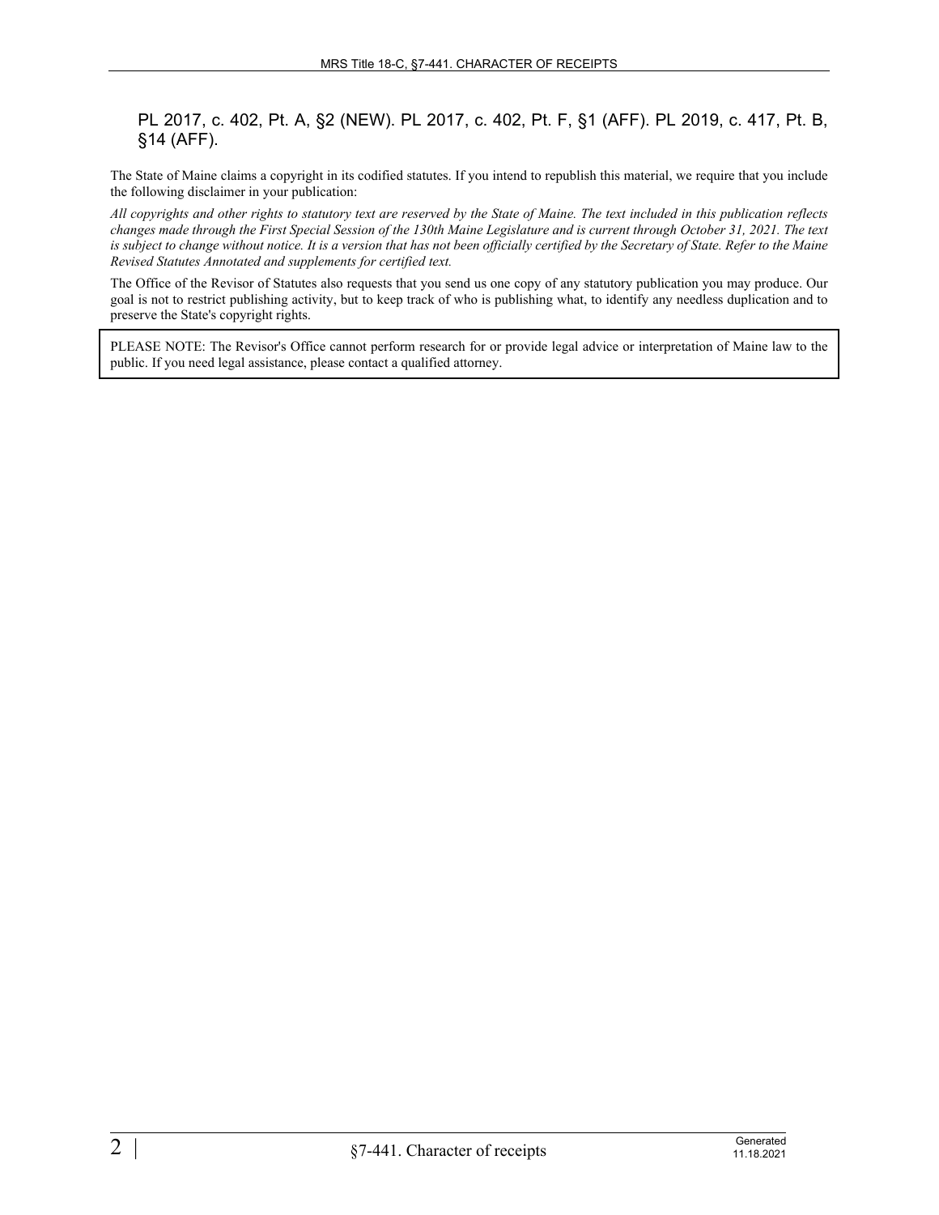PL 2017, c. 402, Pt. A, §2 (NEW). PL 2017, c. 402, Pt. F, §1 (AFF). PL 2019, c. 417, Pt. B, §14 (AFF).

The State of Maine claims a copyright in its codified statutes. If you intend to republish this material, we require that you include the following disclaimer in your publication:

*All copyrights and other rights to statutory text are reserved by the State of Maine. The text included in this publication reflects changes made through the First Special Session of the 130th Maine Legislature and is current through October 31, 2021. The text is subject to change without notice. It is a version that has not been officially certified by the Secretary of State. Refer to the Maine Revised Statutes Annotated and supplements for certified text.*

The Office of the Revisor of Statutes also requests that you send us one copy of any statutory publication you may produce. Our goal is not to restrict publishing activity, but to keep track of who is publishing what, to identify any needless duplication and to preserve the State's copyright rights.

PLEASE NOTE: The Revisor's Office cannot perform research for or provide legal advice or interpretation of Maine law to the public. If you need legal assistance, please contact a qualified attorney.